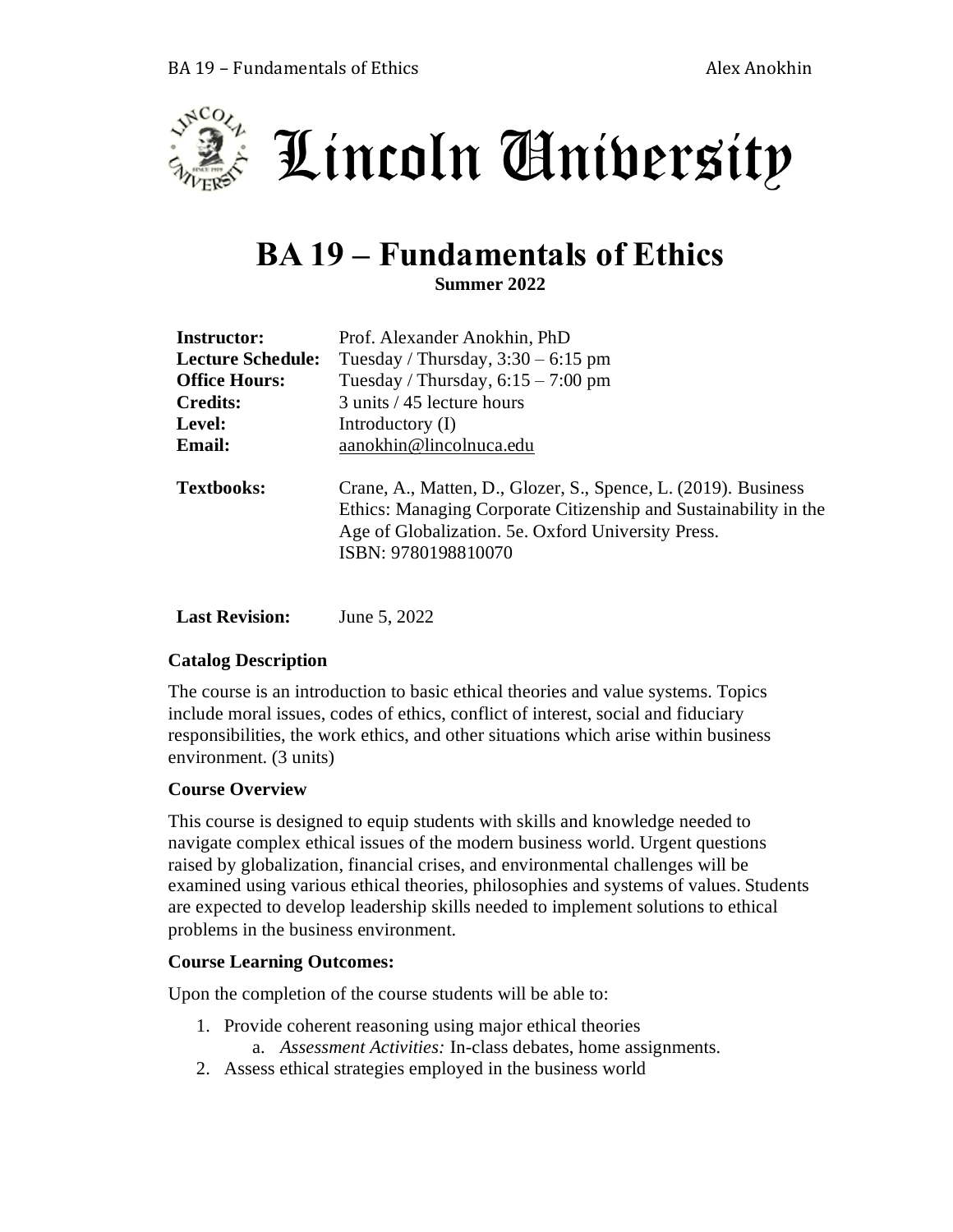# Lincoln University

# BA 19 – Fundamentals of Ethics

**Summer 2022**

| | |
|---|---|
| **Instructor:** | Prof. Alexander Anokhin, PhD |
| **Lecture Schedule:** | Tuesday / Thursday, 3:30 – 6:15 pm |
| **Office Hours:** | Tuesday / Thursday, 6:15 – 7:00 pm |
| **Credits:** | 3 units / 45 lecture hours |
| **Level:** | Introductory (I) |
| **Email:** | aanokhin@lincolnuca.edu |
| **Textbooks:** | Crane, A., Matten, D., Glozer, S., Spence, L. (2019). Business Ethics: Managing Corporate Citizenship and Sustainability in the Age of Globalization. 5e. Oxford University Press. ISBN: 9780198810070 |
| **Last Revision:** | June 5, 2022 |

**Catalog Description**

The course is an introduction to basic ethical theories and value systems. Topics include moral issues, codes of ethics, conflict of interest, social and fiduciary responsibilities, the work ethics, and other situations which arise within business environment. (3 units)

**Course Overview**

This course is designed to equip students with skills and knowledge needed to navigate complex ethical issues of the modern business world. Urgent questions raised by globalization, financial crises, and environmental challenges will be examined using various ethical theories, philosophies and systems of values. Students are expected to develop leadership skills needed to implement solutions to ethical problems in the business environment.

**Course Learning Outcomes:**

Upon the completion of the course students will be able to:

1. Provide coherent reasoning using major ethical theories
    a. *Assessment Activities:* In-class debates, home assignments.
2. Assess ethical strategies employed in the business world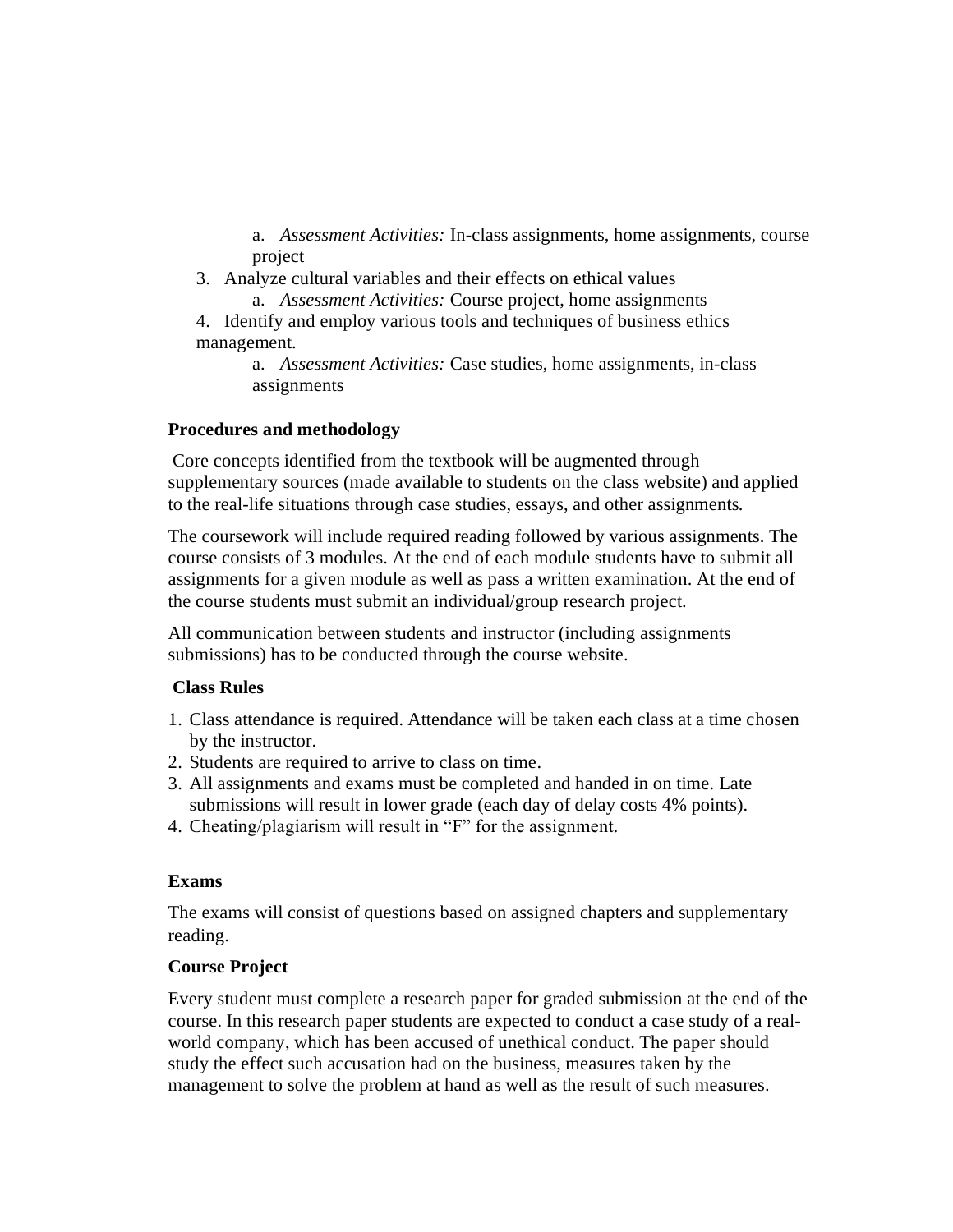a. *Assessment Activities:* In-class assignments, home assignments, course project

3. Analyze cultural variables and their effects on ethical values
   a. *Assessment Activities:* Course project, home assignments
4. Identify and employ various tools and techniques of business ethics management.
   a. *Assessment Activities:* Case studies, home assignments, in-class assignments

**Procedures and methodology**

Core concepts identified from the textbook will be augmented through supplementary sources (made available to students on the class website) and applied to the real-life situations through case studies, essays, and other assignments.

The coursework will include required reading followed by various assignments. The course consists of 3 modules. At the end of each module students have to submit all assignments for a given module as well as pass a written examination. At the end of the course students must submit an individual/group research project.

All communication between students and instructor (including assignments submissions) has to be conducted through the course website.

**Class Rules**

1. Class attendance is required. Attendance will be taken each class at a time chosen by the instructor.
2. Students are required to arrive to class on time.
3. All assignments and exams must be completed and handed in on time. Late submissions will result in lower grade (each day of delay costs 4% points).
4. Cheating/plagiarism will result in "F" for the assignment.

**Exams**

The exams will consist of questions based on assigned chapters and supplementary reading.

**Course Project**

Every student must complete a research paper for graded submission at the end of the course. In this research paper students are expected to conduct a case study of a real-world company, which has been accused of unethical conduct. The paper should study the effect such accusation had on the business, measures taken by the management to solve the problem at hand as well as the result of such measures.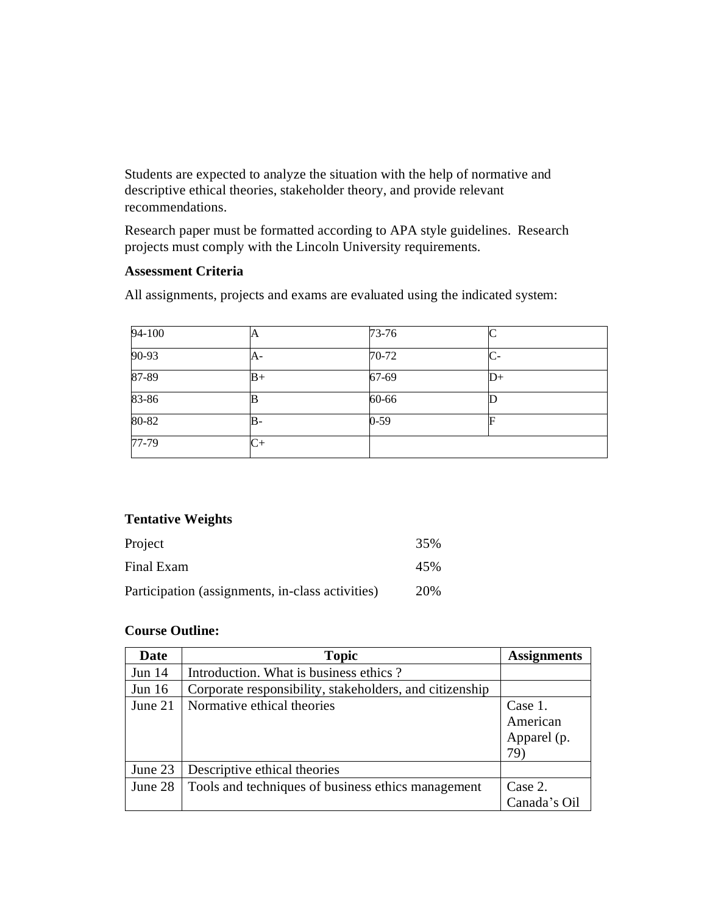Students are expected to analyze the situation with the help of normative and descriptive ethical theories, stakeholder theory, and provide relevant recommendations.

Research paper must be formatted according to APA style guidelines. Research projects must comply with the Lincoln University requirements.

**Assessment Criteria**

All assignments, projects and exams are evaluated using the indicated system:

| 94-100 | A | 73-76 | C |
|---|---|---|---|
| 90-93 | A- | 70-72 | C- |
| 87-89 | B+ | 67-69 | D+ |
| 83-86 | B | 60-66 | D |
| 80-82 | B- | 0-59 | F |
| 77-79 | C+ | | |

**Tentative Weights**

| | |
|---|---|
| Project | 35% |
| Final Exam | 45% |
| Participation (assignments, in-class activities) | 20% |

**Course Outline:**

| Date | Topic | Assignments |
|---|---|---|
| Jun 14 | Introduction. What is business ethics ? | |
| Jun 16 | Corporate responsibility, stakeholders, and citizenship | |
| June 21 | Normative ethical theories | Case 1. American Apparel (p. 79) |
| June 23 | Descriptive ethical theories | |
| June 28 | Tools and techniques of business ethics management | Case 2. Canada's Oil |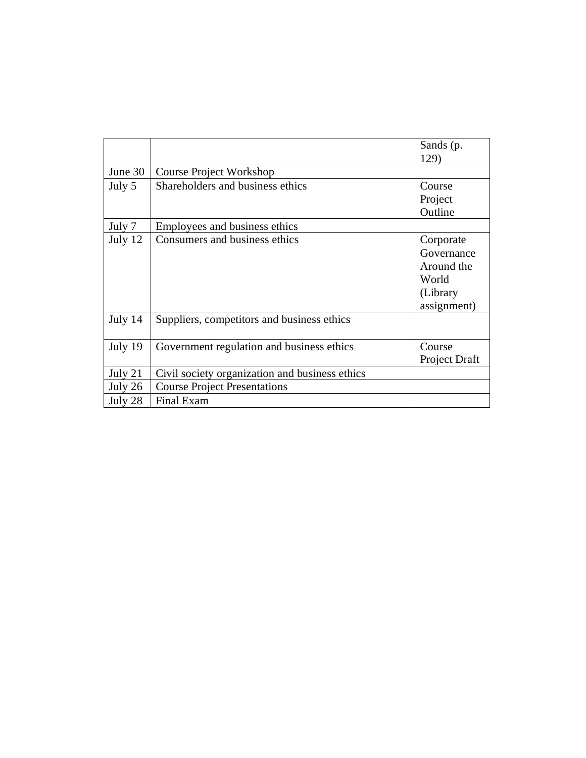| | | |
|---|---|---|
| | | Sands (p. 129) |
| June 30 | Course Project Workshop | |
| July 5 | Shareholders and business ethics | Course Project Outline |
| July 7 | Employees and business ethics | |
| July 12 | Consumers and business ethics | Corporate Governance Around the World (Library assignment) |
| July 14 | Suppliers, competitors and business ethics | |
| July 19 | Government regulation and business ethics | Course Project Draft |
| July 21 | Civil society organization and business ethics | |
| July 26 | Course Project Presentations | |
| July 28 | Final Exam | |